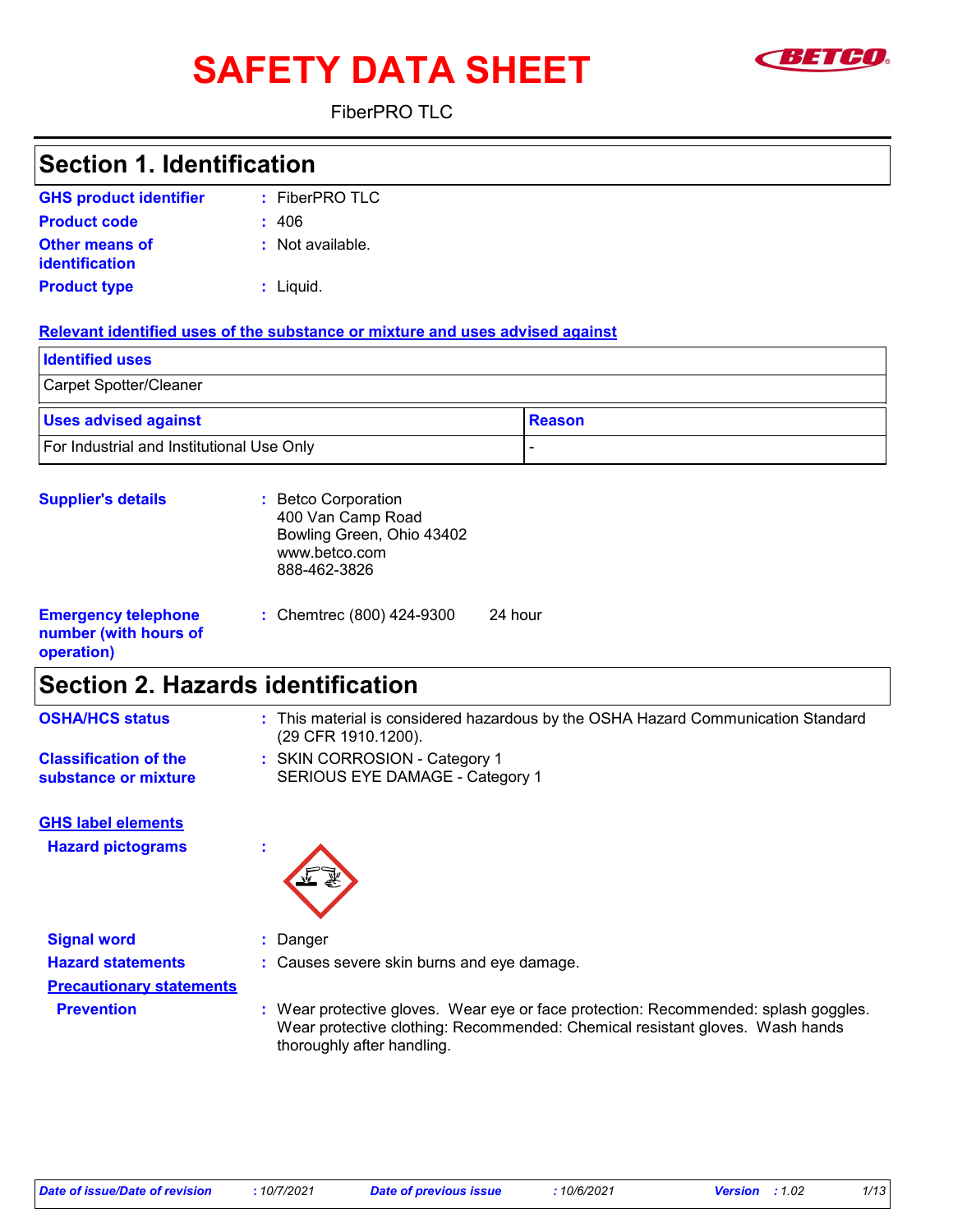# SAFETY DATA SHEET

FiberPRO TLC

## Section 1. Identification

**GHS product identifier** : FiberPRO TLC

**Product code** : 406

**Other means of identification** : Not available.

**Product type** : Liquid.

**Relevant identified uses of the substance or mixture and uses advised against**

| Identified uses |
|---|
| Carpet Spotter/Cleaner |

| Uses advised against | Reason |
|---|---|
| For Industrial and Institutional Use Only | - |

**Supplier's details** : Betco Corporation
400 Van Camp Road
Bowling Green, Ohio 43402
www.betco.com
888-462-3826

**Emergency telephone number (with hours of operation)** : Chemtrec (800) 424-9300 24 hour

## Section 2. Hazards identification

**OSHA/HCS status** : This material is considered hazardous by the OSHA Hazard Communication Standard (29 CFR 1910.1200).

**Classification of the substance or mixture** : SKIN CORROSION - Category 1
SERIOUS EYE DAMAGE - Category 1

**GHS label elements**

**Hazard pictograms** :

**Signal word** : Danger

**Hazard statements** : Causes severe skin burns and eye damage.

**Precautionary statements**

**Prevention** : Wear protective gloves. Wear eye or face protection: Recommended: splash goggles. Wear protective clothing: Recommended: Chemical resistant gloves. Wash hands thoroughly after handling.

| Date of issue/Date of revision | : 10/7/2021 | Date of previous issue | : 10/6/2021 | Version | : 1.02 |
|---|---|---|---|---|---|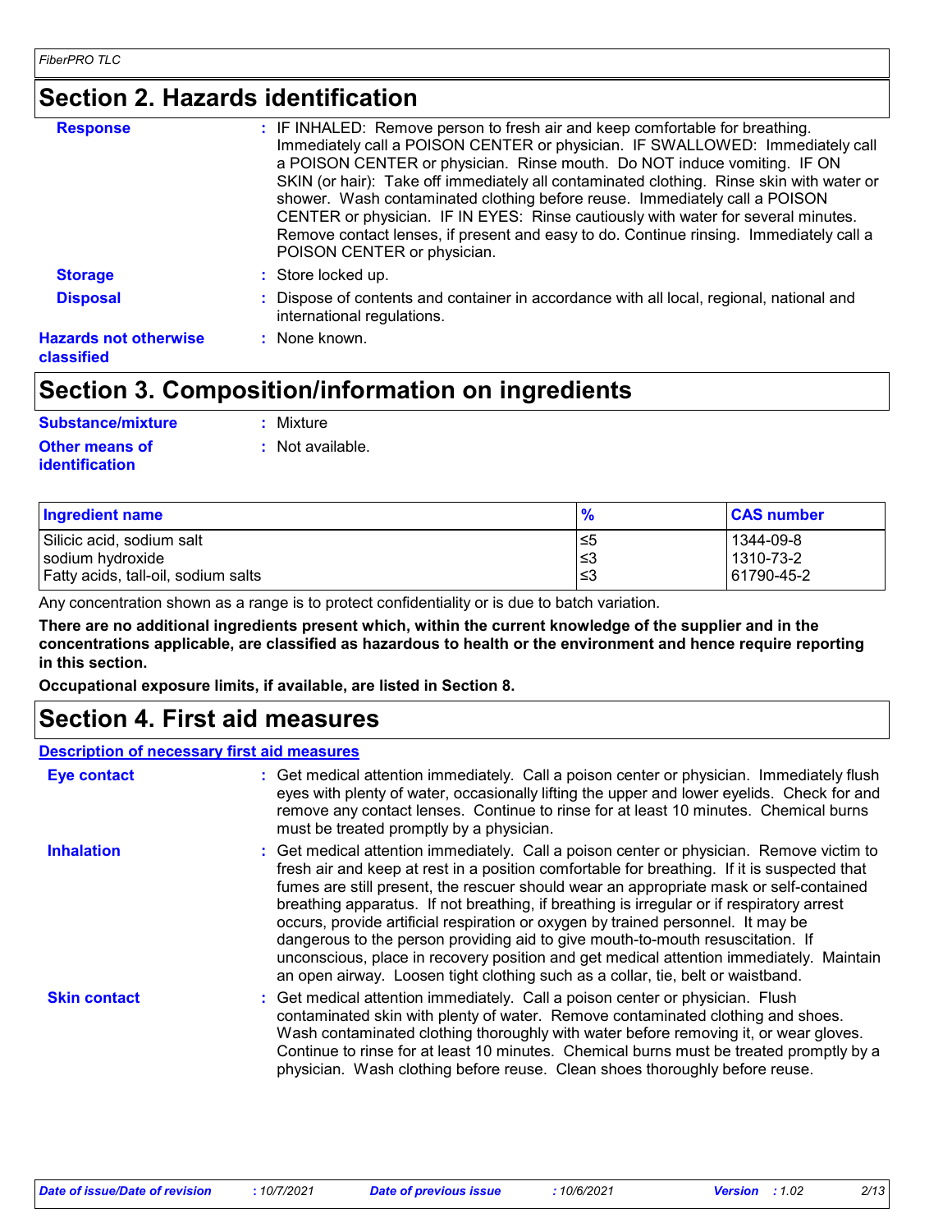## Section 2. Hazards identification

**Response** : IF INHALED: Remove person to fresh air and keep comfortable for breathing. Immediately call a POISON CENTER or physician. IF SWALLOWED: Immediately call a POISON CENTER or physician. Rinse mouth. Do NOT induce vomiting. IF ON SKIN (or hair): Take off immediately all contaminated clothing. Rinse skin with water or shower. Wash contaminated clothing before reuse. Immediately call a POISON CENTER or physician. IF IN EYES: Rinse cautiously with water for several minutes. Remove contact lenses, if present and easy to do. Continue rinsing. Immediately call a POISON CENTER or physician.

**Storage** : Store locked up.

**Disposal** : Dispose of contents and container in accordance with all local, regional, national and international regulations.

**Hazards not otherwise classified** : None known.

## Section 3. Composition/information on ingredients

**Substance/mixture** : Mixture

**Other means of identification** : Not available.

| Ingredient name | % | CAS number |
|---|---|---|
| Silicic acid, sodium salt | ≤5 | 1344-09-8 |
| sodium hydroxide | ≤3 | 1310-73-2 |
| Fatty acids, tall-oil, sodium salts | ≤3 | 61790-45-2 |

Any concentration shown as a range is to protect confidentiality or is due to batch variation.

**There are no additional ingredients present which, within the current knowledge of the supplier and in the concentrations applicable, are classified as hazardous to health or the environment and hence require reporting in this section.**

**Occupational exposure limits, if available, are listed in Section 8.**

## Section 4. First aid measures

**Description of necessary first aid measures**

**Eye contact** : Get medical attention immediately. Call a poison center or physician. Immediately flush eyes with plenty of water, occasionally lifting the upper and lower eyelids. Check for and remove any contact lenses. Continue to rinse for at least 10 minutes. Chemical burns must be treated promptly by a physician.

**Inhalation** : Get medical attention immediately. Call a poison center or physician. Remove victim to fresh air and keep at rest in a position comfortable for breathing. If it is suspected that fumes are still present, the rescuer should wear an appropriate mask or self-contained breathing apparatus. If not breathing, if breathing is irregular or if respiratory arrest occurs, provide artificial respiration or oxygen by trained personnel. It may be dangerous to the person providing aid to give mouth-to-mouth resuscitation. If unconscious, place in recovery position and get medical attention immediately. Maintain an open airway. Loosen tight clothing such as a collar, tie, belt or waistband.

**Skin contact** : Get medical attention immediately. Call a poison center or physician. Flush contaminated skin with plenty of water. Remove contaminated clothing and shoes. Wash contaminated clothing thoroughly with water before removing it, or wear gloves. Continue to rinse for at least 10 minutes. Chemical burns must be treated promptly by a physician. Wash clothing before reuse. Clean shoes thoroughly before reuse.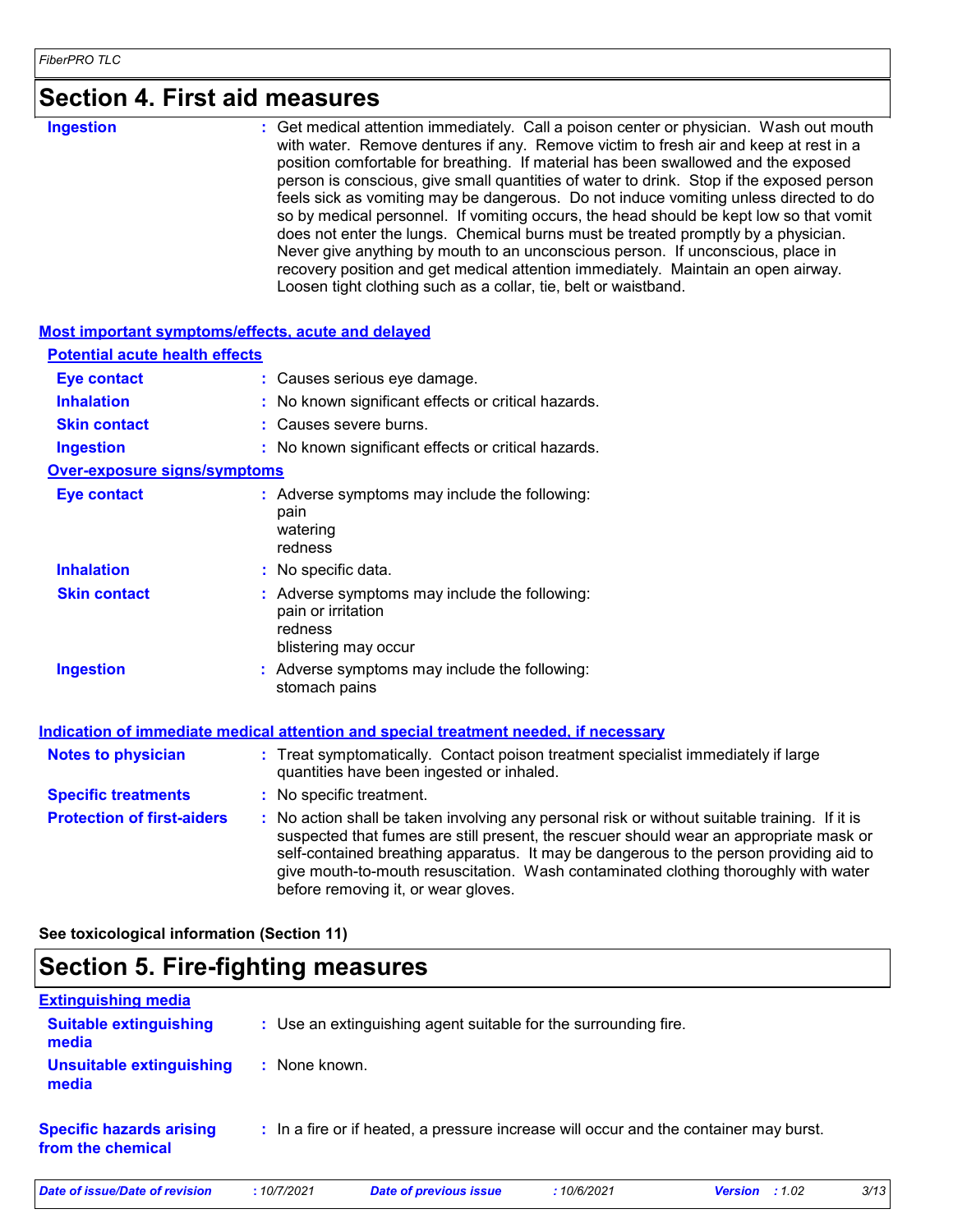## Section 4. First aid measures

**Ingestion** : Get medical attention immediately. Call a poison center or physician. Wash out mouth with water. Remove dentures if any. Remove victim to fresh air and keep at rest in a position comfortable for breathing. If material has been swallowed and the exposed person is conscious, give small quantities of water to drink. Stop if the exposed person feels sick as vomiting may be dangerous. Do not induce vomiting unless directed to do so by medical personnel. If vomiting occurs, the head should be kept low so that vomit does not enter the lungs. Chemical burns must be treated promptly by a physician. Never give anything by mouth to an unconscious person. If unconscious, place in recovery position and get medical attention immediately. Maintain an open airway. Loosen tight clothing such as a collar, tie, belt or waistband.

### Most important symptoms/effects, acute and delayed

**Potential acute health effects**

**Eye contact** : Causes serious eye damage.

**Inhalation** : No known significant effects or critical hazards.

**Skin contact** : Causes severe burns.

**Ingestion** : No known significant effects or critical hazards.

**Over-exposure signs/symptoms**

**Eye contact** : Adverse symptoms may include the following:
pain
watering
redness

**Inhalation** : No specific data.

**Skin contact** : Adverse symptoms may include the following:
pain or irritation
redness
blistering may occur

**Ingestion** : Adverse symptoms may include the following:
stomach pains

### Indication of immediate medical attention and special treatment needed, if necessary

**Notes to physician** : Treat symptomatically. Contact poison treatment specialist immediately if large quantities have been ingested or inhaled.

**Specific treatments** : No specific treatment.

**Protection of first-aiders** : No action shall be taken involving any personal risk or without suitable training. If it is suspected that fumes are still present, the rescuer should wear an appropriate mask or self-contained breathing apparatus. It may be dangerous to the person providing aid to give mouth-to-mouth resuscitation. Wash contaminated clothing thoroughly with water before removing it, or wear gloves.

**See toxicological information (Section 11)**

## Section 5. Fire-fighting measures

### Extinguishing media

**Suitable extinguishing media** : Use an extinguishing agent suitable for the surrounding fire.

**Unsuitable extinguishing media** : None known.

**Specific hazards arising from the chemical** : In a fire or if heated, a pressure increase will occur and the container may burst.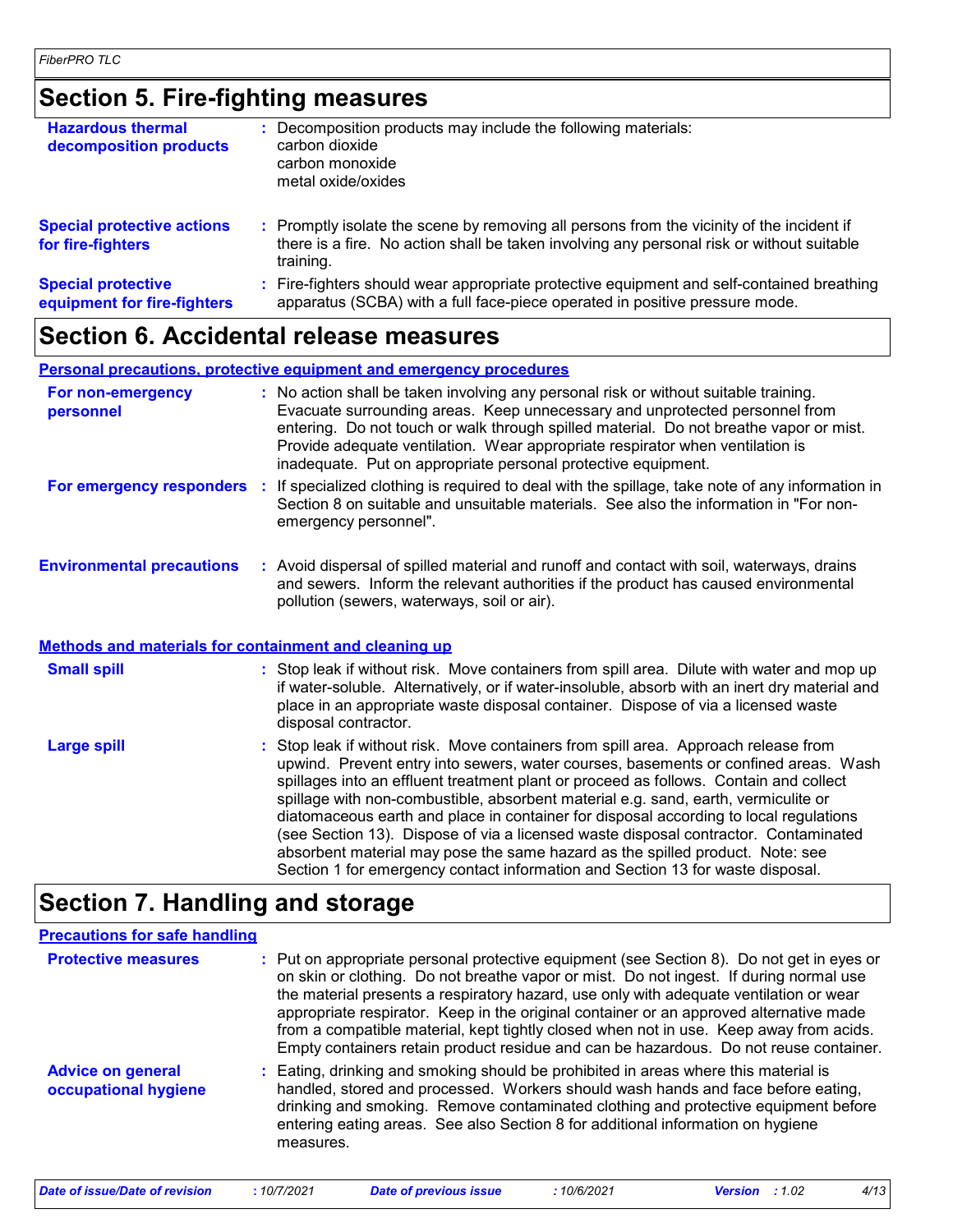## Section 5. Fire-fighting measures

**Hazardous thermal decomposition products** : Decomposition products may include the following materials:
carbon dioxide
carbon monoxide
metal oxide/oxides

**Special protective actions for fire-fighters** : Promptly isolate the scene by removing all persons from the vicinity of the incident if there is a fire. No action shall be taken involving any personal risk or without suitable training.

**Special protective equipment for fire-fighters** : Fire-fighters should wear appropriate protective equipment and self-contained breathing apparatus (SCBA) with a full face-piece operated in positive pressure mode.

## Section 6. Accidental release measures

### Personal precautions, protective equipment and emergency procedures

**For non-emergency personnel** : No action shall be taken involving any personal risk or without suitable training. Evacuate surrounding areas. Keep unnecessary and unprotected personnel from entering. Do not touch or walk through spilled material. Do not breathe vapor or mist. Provide adequate ventilation. Wear appropriate respirator when ventilation is inadequate. Put on appropriate personal protective equipment.

**For emergency responders** : If specialized clothing is required to deal with the spillage, take note of any information in Section 8 on suitable and unsuitable materials. See also the information in "For non-emergency personnel".

**Environmental precautions** : Avoid dispersal of spilled material and runoff and contact with soil, waterways, drains and sewers. Inform the relevant authorities if the product has caused environmental pollution (sewers, waterways, soil or air).

### Methods and materials for containment and cleaning up

**Small spill** : Stop leak if without risk. Move containers from spill area. Dilute with water and mop up if water-soluble. Alternatively, or if water-insoluble, absorb with an inert dry material and place in an appropriate waste disposal container. Dispose of via a licensed waste disposal contractor.

**Large spill** : Stop leak if without risk. Move containers from spill area. Approach release from upwind. Prevent entry into sewers, water courses, basements or confined areas. Wash spillages into an effluent treatment plant or proceed as follows. Contain and collect spillage with non-combustible, absorbent material e.g. sand, earth, vermiculite or diatomaceous earth and place in container for disposal according to local regulations (see Section 13). Dispose of via a licensed waste disposal contractor. Contaminated absorbent material may pose the same hazard as the spilled product. Note: see Section 1 for emergency contact information and Section 13 for waste disposal.

## Section 7. Handling and storage

### Precautions for safe handling

**Protective measures** : Put on appropriate personal protective equipment (see Section 8). Do not get in eyes or on skin or clothing. Do not breathe vapor or mist. Do not ingest. If during normal use the material presents a respiratory hazard, use only with adequate ventilation or wear appropriate respirator. Keep in the original container or an approved alternative made from a compatible material, kept tightly closed when not in use. Keep away from acids. Empty containers retain product residue and can be hazardous. Do not reuse container.

**Advice on general occupational hygiene** : Eating, drinking and smoking should be prohibited in areas where this material is handled, stored and processed. Workers should wash hands and face before eating, drinking and smoking. Remove contaminated clothing and protective equipment before entering eating areas. See also Section 8 for additional information on hygiene measures.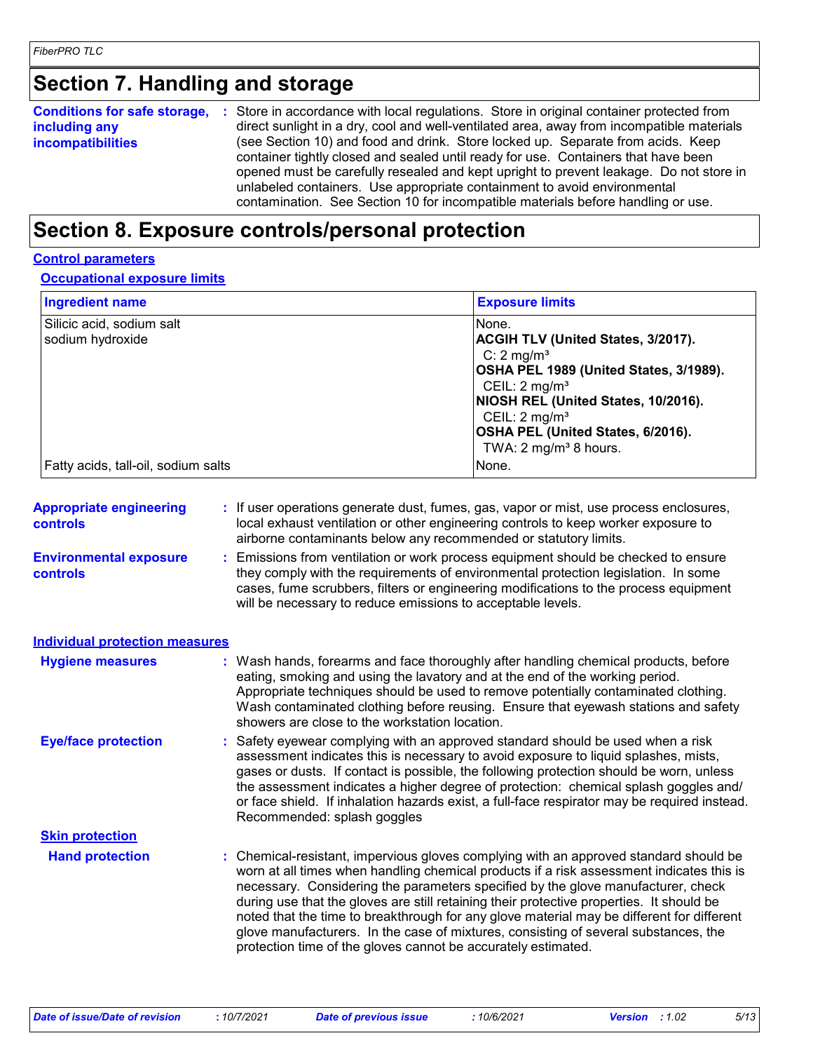# Section 7. Handling and storage

**Conditions for safe storage, including any incompatibilities** : Store in accordance with local regulations. Store in original container protected from direct sunlight in a dry, cool and well-ventilated area, away from incompatible materials (see Section 10) and food and drink. Store locked up. Separate from acids. Keep container tightly closed and sealed until ready for use. Containers that have been opened must be carefully resealed and kept upright to prevent leakage. Do not store in unlabeled containers. Use appropriate containment to avoid environmental contamination. See Section 10 for incompatible materials before handling or use.

# Section 8. Exposure controls/personal protection

## Control parameters

### Occupational exposure limits

| Ingredient name | Exposure limits |
|---|---|
| Silicic acid, sodium salt | None. |
| sodium hydroxide | **ACGIH TLV (United States, 3/2017).**<br>C: 2 mg/m³<br>**OSHA PEL 1989 (United States, 3/1989).**<br>CEIL: 2 mg/m³<br>**NIOSH REL (United States, 10/2016).**<br>CEIL: 2 mg/m³<br>**OSHA PEL (United States, 6/2016).**<br>TWA: 2 mg/m³ 8 hours. |
| Fatty acids, tall-oil, sodium salts | None. |

**Appropriate engineering controls** : If user operations generate dust, fumes, gas, vapor or mist, use process enclosures, local exhaust ventilation or other engineering controls to keep worker exposure to airborne contaminants below any recommended or statutory limits.

**Environmental exposure controls** : Emissions from ventilation or work process equipment should be checked to ensure they comply with the requirements of environmental protection legislation. In some cases, fume scrubbers, filters or engineering modifications to the process equipment will be necessary to reduce emissions to acceptable levels.

## Individual protection measures

**Hygiene measures** : Wash hands, forearms and face thoroughly after handling chemical products, before eating, smoking and using the lavatory and at the end of the working period. Appropriate techniques should be used to remove potentially contaminated clothing. Wash contaminated clothing before reusing. Ensure that eyewash stations and safety showers are close to the workstation location.

**Eye/face protection** : Safety eyewear complying with an approved standard should be used when a risk assessment indicates this is necessary to avoid exposure to liquid splashes, mists, gases or dusts. If contact is possible, the following protection should be worn, unless the assessment indicates a higher degree of protection: chemical splash goggles and/or face shield. If inhalation hazards exist, a full-face respirator may be required instead. Recommended: splash goggles

### Skin protection

**Hand protection** : Chemical-resistant, impervious gloves complying with an approved standard should be worn at all times when handling chemical products if a risk assessment indicates this is necessary. Considering the parameters specified by the glove manufacturer, check during use that the gloves are still retaining their protective properties. It should be noted that the time to breakthrough for any glove material may be different for different glove manufacturers. In the case of mixtures, consisting of several substances, the protection time of the gloves cannot be accurately estimated.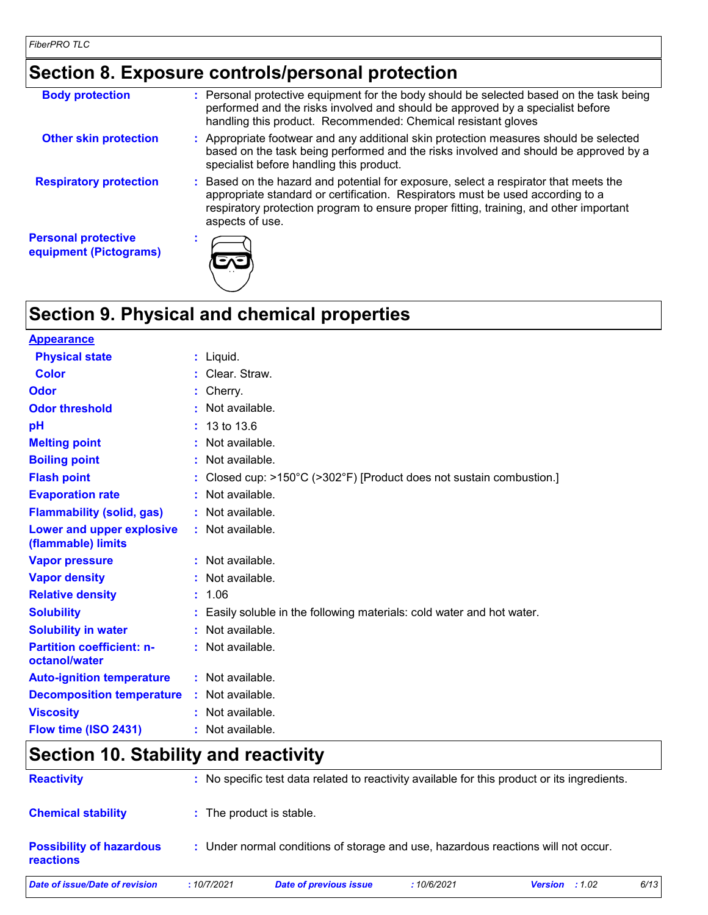## Section 8. Exposure controls/personal protection

**Body protection** : Personal protective equipment for the body should be selected based on the task being performed and the risks involved and should be approved by a specialist before handling this product. Recommended: Chemical resistant gloves

**Other skin protection** : Appropriate footwear and any additional skin protection measures should be selected based on the task being performed and the risks involved and should be approved by a specialist before handling this product.

**Respiratory protection** : Based on the hazard and potential for exposure, select a respirator that meets the appropriate standard or certification. Respirators must be used according to a respiratory protection program to ensure proper fitting, training, and other important aspects of use.

**Personal protective equipment (Pictograms)** :

## Section 9. Physical and chemical properties

**Appearance**

| Property | Value |
| --- | --- |
| Physical state | Liquid. |
| Color | Clear. Straw. |
| Odor | Cherry. |
| Odor threshold | Not available. |
| pH | 13 to 13.6 |
| Melting point | Not available. |
| Boiling point | Not available. |
| Flash point | Closed cup: >150°C (>302°F) [Product does not sustain combustion.] |
| Evaporation rate | Not available. |
| Flammability (solid, gas) | Not available. |
| Lower and upper explosive (flammable) limits | Not available. |
| Vapor pressure | Not available. |
| Vapor density | Not available. |
| Relative density | 1.06 |
| Solubility | Easily soluble in the following materials: cold water and hot water. |
| Solubility in water | Not available. |
| Partition coefficient: n-octanol/water | Not available. |
| Auto-ignition temperature | Not available. |
| Decomposition temperature | Not available. |
| Viscosity | Not available. |
| Flow time (ISO 2431) | Not available. |

## Section 10. Stability and reactivity

**Reactivity** : No specific test data related to reactivity available for this product or its ingredients.

**Chemical stability** : The product is stable.

**Possibility of hazardous reactions** : Under normal conditions of storage and use, hazardous reactions will not occur.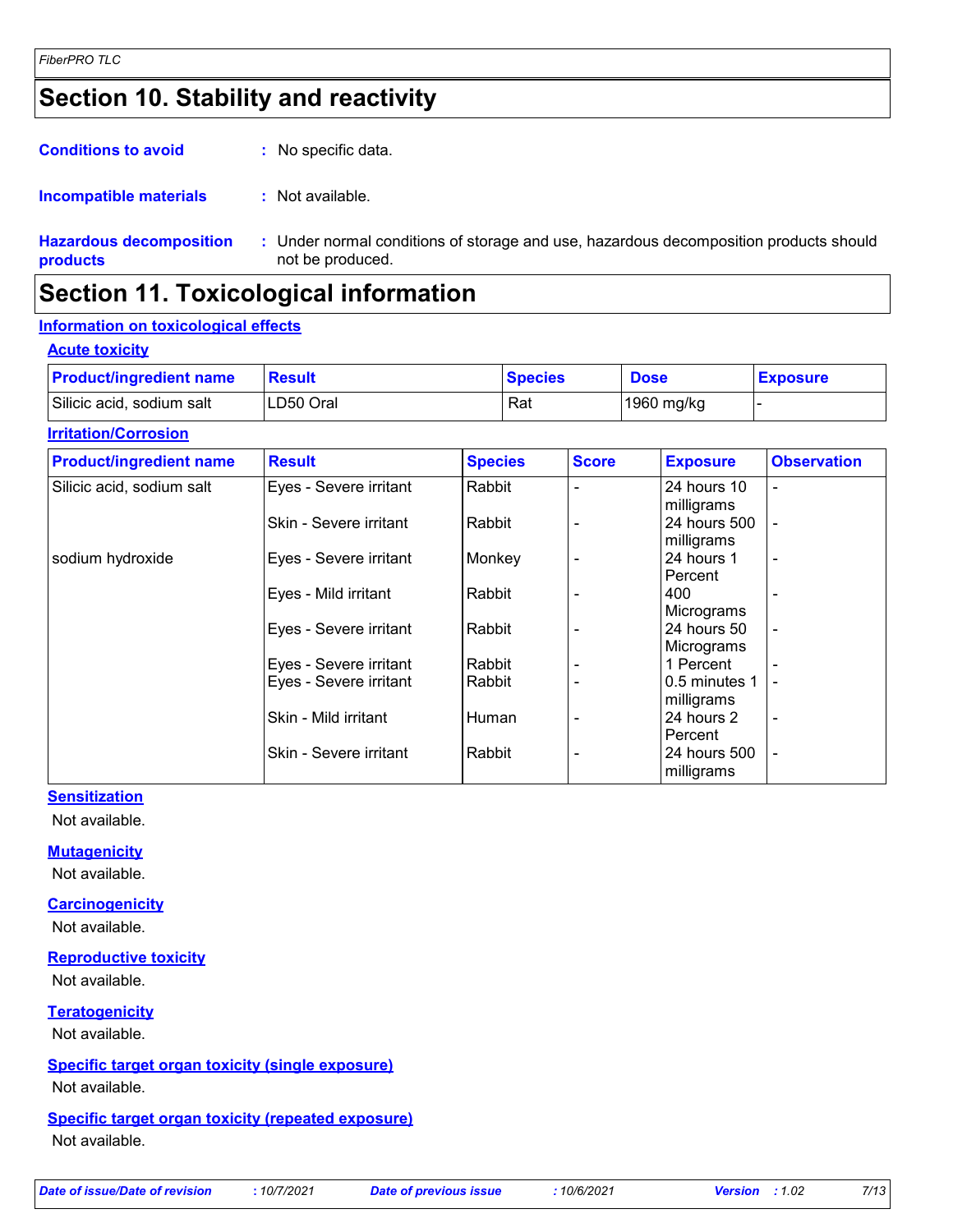# Section 10. Stability and reactivity

**Conditions to avoid** : No specific data.

**Incompatible materials** : Not available.

**Hazardous decomposition products** : Under normal conditions of storage and use, hazardous decomposition products should not be produced.

# Section 11. Toxicological information

## Information on toxicological effects

### Acute toxicity

| Product/ingredient name | Result | Species | Dose | Exposure |
|---|---|---|---|---|
| Silicic acid, sodium salt | LD50 Oral | Rat | 1960 mg/kg | - |

### Irritation/Corrosion

| Product/ingredient name | Result | Species | Score | Exposure | Observation |
|---|---|---|---|---|---|
| Silicic acid, sodium salt | Eyes - Severe irritant | Rabbit | - | 24 hours 10 milligrams | - |
| | Skin - Severe irritant | Rabbit | - | 24 hours 500 milligrams | - |
| sodium hydroxide | Eyes - Severe irritant | Monkey | - | 24 hours 1 Percent | - |
| | Eyes - Mild irritant | Rabbit | - | 400 Micrograms | - |
| | Eyes - Severe irritant | Rabbit | - | 24 hours 50 Micrograms | - |
| | Eyes - Severe irritant | Rabbit | - | 1 Percent | - |
| | Eyes - Severe irritant | Rabbit | - | 0.5 minutes 1 milligrams | - |
| | Skin - Mild irritant | Human | - | 24 hours 2 Percent | - |
| | Skin - Severe irritant | Rabbit | - | 24 hours 500 milligrams | - |

### Sensitization

Not available.

### Mutagenicity

Not available.

### Carcinogenicity

Not available.

### Reproductive toxicity

Not available.

### Teratogenicity

Not available.

### Specific target organ toxicity (single exposure)

Not available.

### Specific target organ toxicity (repeated exposure)

Not available.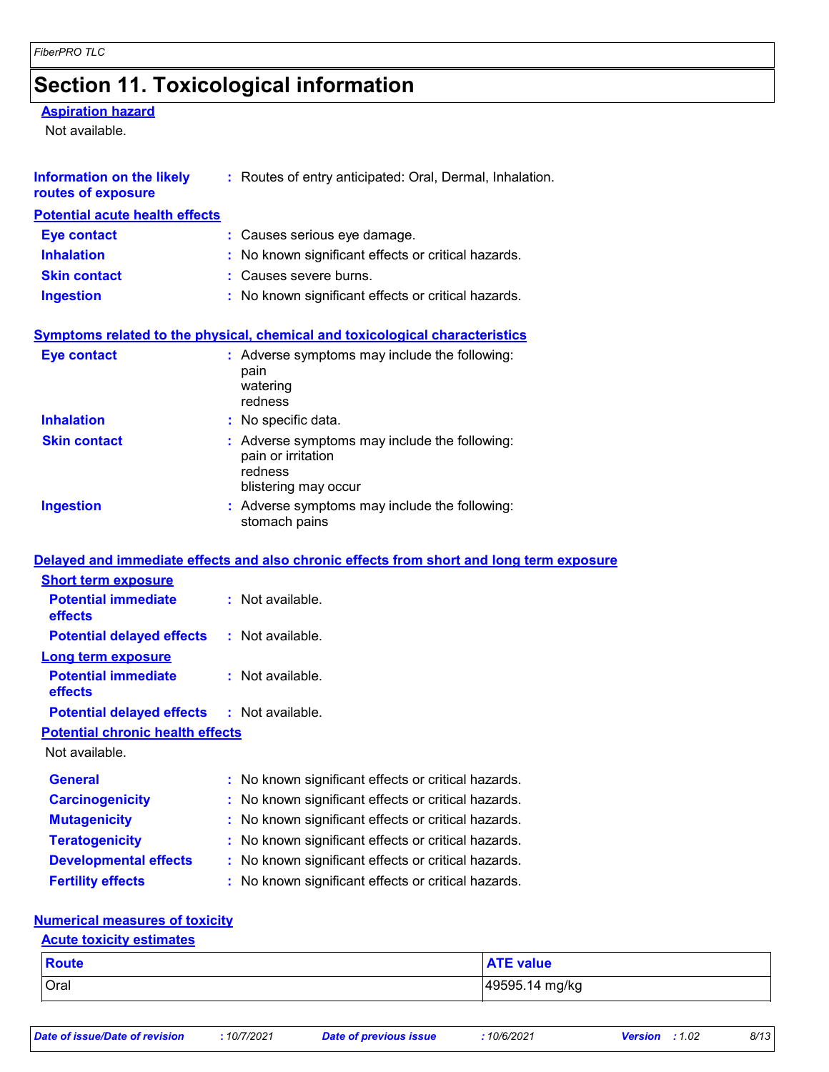# Section 11. Toxicological information

**Aspiration hazard**

Not available.

**Information on the likely routes of exposure** : Routes of entry anticipated: Oral, Dermal, Inhalation.

**Potential acute health effects**

**Eye contact** : Causes serious eye damage.

**Inhalation** : No known significant effects or critical hazards.

**Skin contact** : Causes severe burns.

**Ingestion** : No known significant effects or critical hazards.

**Symptoms related to the physical, chemical and toxicological characteristics**

**Eye contact** : Adverse symptoms may include the following:
pain
watering
redness

**Inhalation** : No specific data.

**Skin contact** : Adverse symptoms may include the following:
pain or irritation
redness
blistering may occur

**Ingestion** : Adverse symptoms may include the following:
stomach pains

**Delayed and immediate effects and also chronic effects from short and long term exposure**

**Short term exposure**

**Potential immediate effects** : Not available.

**Potential delayed effects** : Not available.

**Long term exposure**

**Potential immediate effects** : Not available.

**Potential delayed effects** : Not available.

**Potential chronic health effects**

Not available.

**General** : No known significant effects or critical hazards.

**Carcinogenicity** : No known significant effects or critical hazards.

**Mutagenicity** : No known significant effects or critical hazards.

**Teratogenicity** : No known significant effects or critical hazards.

**Developmental effects** : No known significant effects or critical hazards.

**Fertility effects** : No known significant effects or critical hazards.

**Numerical measures of toxicity**

**Acute toxicity estimates**

| Route | ATE value |
|---|---|
| Oral | 49595.14 mg/kg |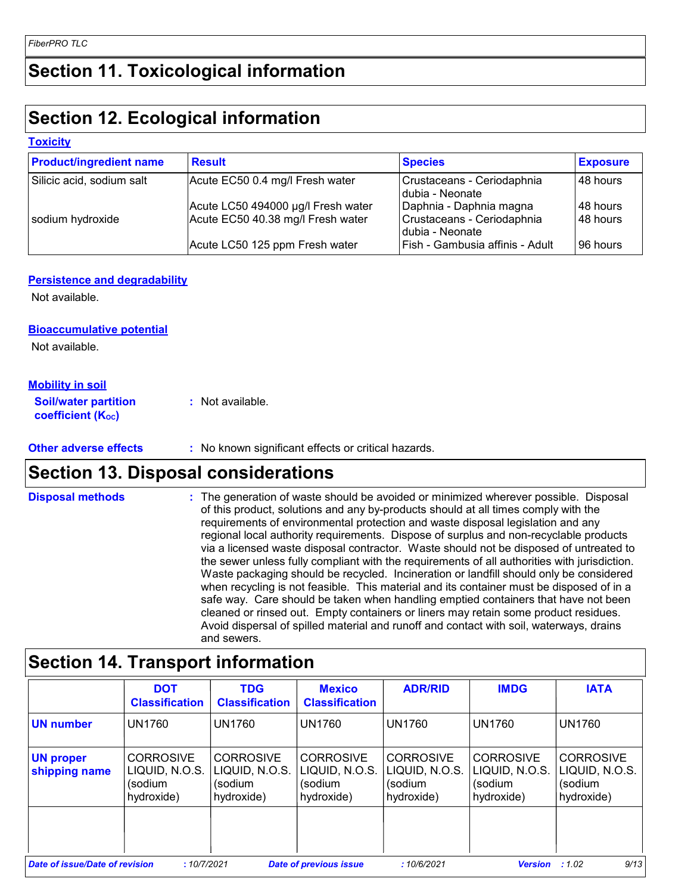# Section 11. Toxicological information

# Section 12. Ecological information

### Toxicity

| Product/ingredient name | Result | Species | Exposure |
|---|---|---|---|
| Silicic acid, sodium salt | Acute EC50 0.4 mg/l Fresh water | Crustaceans - Ceriodaphnia dubia - Neonate | 48 hours |
| | Acute LC50 494000 µg/l Fresh water | Daphnia - Daphnia magna | 48 hours |
| sodium hydroxide | Acute EC50 40.38 mg/l Fresh water | Crustaceans - Ceriodaphnia dubia - Neonate | 48 hours |
| | Acute LC50 125 ppm Fresh water | Fish - Gambusia affinis - Adult | 96 hours |

### Persistence and degradability

Not available.

### Bioaccumulative potential

Not available.

### Mobility in soil

**Soil/water partition coefficient ($K_{OC}$)** : Not available.

**Other adverse effects** : No known significant effects or critical hazards.

# Section 13. Disposal considerations

**Disposal methods** : The generation of waste should be avoided or minimized wherever possible. Disposal of this product, solutions and any by-products should at all times comply with the requirements of environmental protection and waste disposal legislation and any regional local authority requirements. Dispose of surplus and non-recyclable products via a licensed waste disposal contractor. Waste should not be disposed of untreated to the sewer unless fully compliant with the requirements of all authorities with jurisdiction. Waste packaging should be recycled. Incineration or landfill should only be considered when recycling is not feasible. This material and its container must be disposed of in a safe way. Care should be taken when handling emptied containers that have not been cleaned or rinsed out. Empty containers or liners may retain some product residues. Avoid dispersal of spilled material and runoff and contact with soil, waterways, drains and sewers.

# Section 14. Transport information

| | DOT Classification | TDG Classification | Mexico Classification | ADR/RID | IMDG | IATA |
|---|---|---|---|---|---|---|
| UN number | UN1760 | UN1760 | UN1760 | UN1760 | UN1760 | UN1760 |
| UN proper shipping name | CORROSIVE LIQUID, N.O.S. (sodium hydroxide) | CORROSIVE LIQUID, N.O.S. (sodium hydroxide) | CORROSIVE LIQUID, N.O.S. (sodium hydroxide) | CORROSIVE LIQUID, N.O.S. (sodium hydroxide) | CORROSIVE LIQUID, N.O.S. (sodium hydroxide) | CORROSIVE LIQUID, N.O.S. (sodium hydroxide) |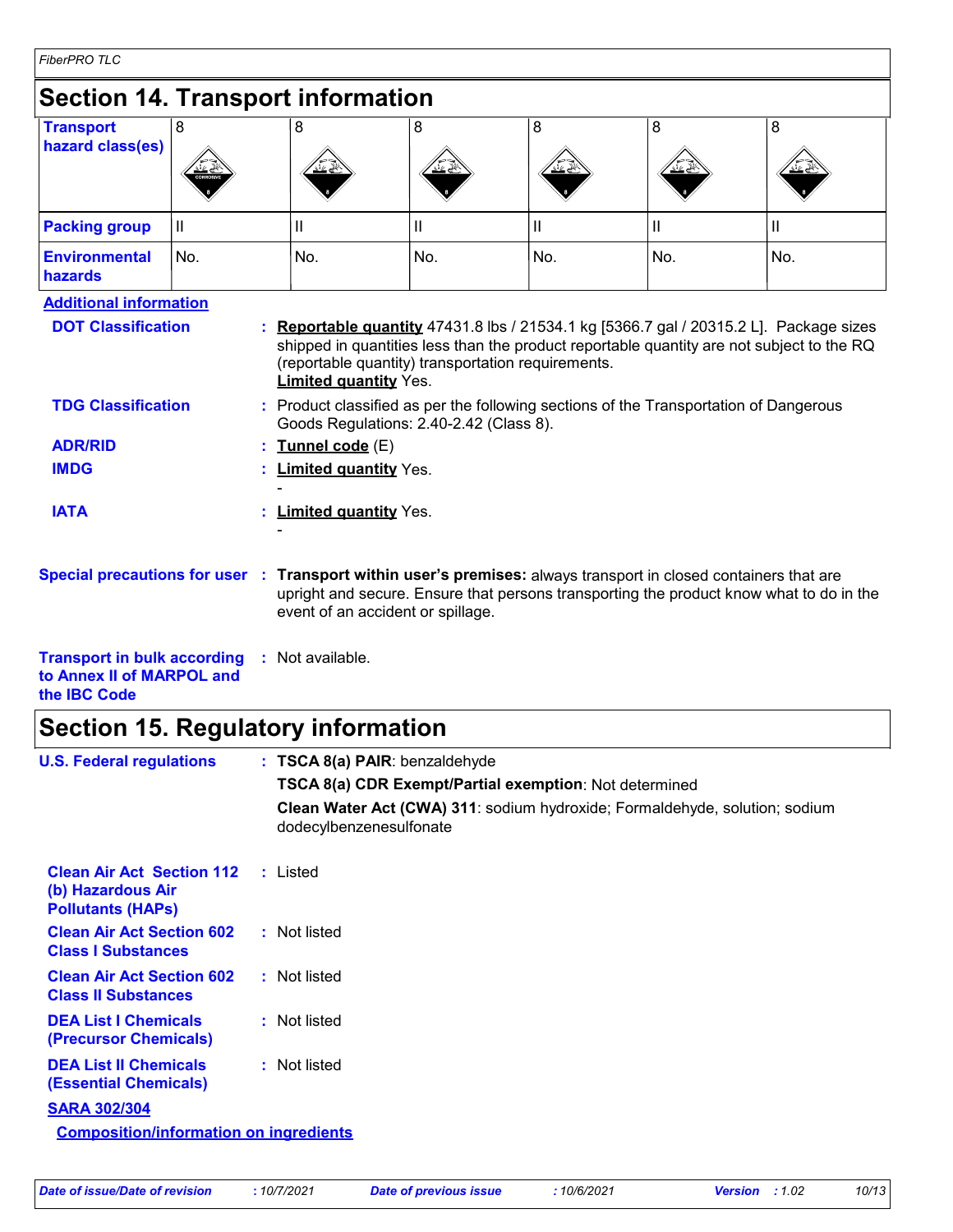## Section 14. Transport information

| Transport hazard class(es) | 8 | 8 | 8 | 8 | 8 | 8 |
|---|---|---|---|---|---|---|
| Packing group | II | II | II | II | II | II |
| Environmental hazards | No. | No. | No. | No. | No. | No. |

**Additional information**

**DOT Classification** : **Reportable quantity** 47431.8 lbs / 21534.1 kg [5366.7 gal / 20315.2 L]. Package sizes shipped in quantities less than the product reportable quantity are not subject to the RQ (reportable quantity) transportation requirements.
**Limited quantity** Yes.

**TDG Classification** : Product classified as per the following sections of the Transportation of Dangerous Goods Regulations: 2.40-2.42 (Class 8).

**ADR/RID** : **Tunnel code** (E)

**IMDG** : **Limited quantity** Yes.
-

**IATA** : **Limited quantity** Yes.
-

**Special precautions for user** : **Transport within user's premises:** always transport in closed containers that are upright and secure. Ensure that persons transporting the product know what to do in the event of an accident or spillage.

**Transport in bulk according to Annex II of MARPOL and the IBC Code** : Not available.

## Section 15. Regulatory information

**U.S. Federal regulations** : **TSCA 8(a) PAIR**: benzaldehyde

**TSCA 8(a) CDR Exempt/Partial exemption**: Not determined

**Clean Water Act (CWA) 311**: sodium hydroxide; Formaldehyde, solution; sodium dodecylbenzenesulfonate

**Clean Air Act Section 112 (b) Hazardous Air Pollutants (HAPs)** : Listed

**Clean Air Act Section 602 Class I Substances** : Not listed

**Clean Air Act Section 602 Class II Substances** : Not listed

**DEA List I Chemicals (Precursor Chemicals)** : Not listed

**DEA List II Chemicals (Essential Chemicals)** : Not listed

**SARA 302/304**

**Composition/information on ingredients**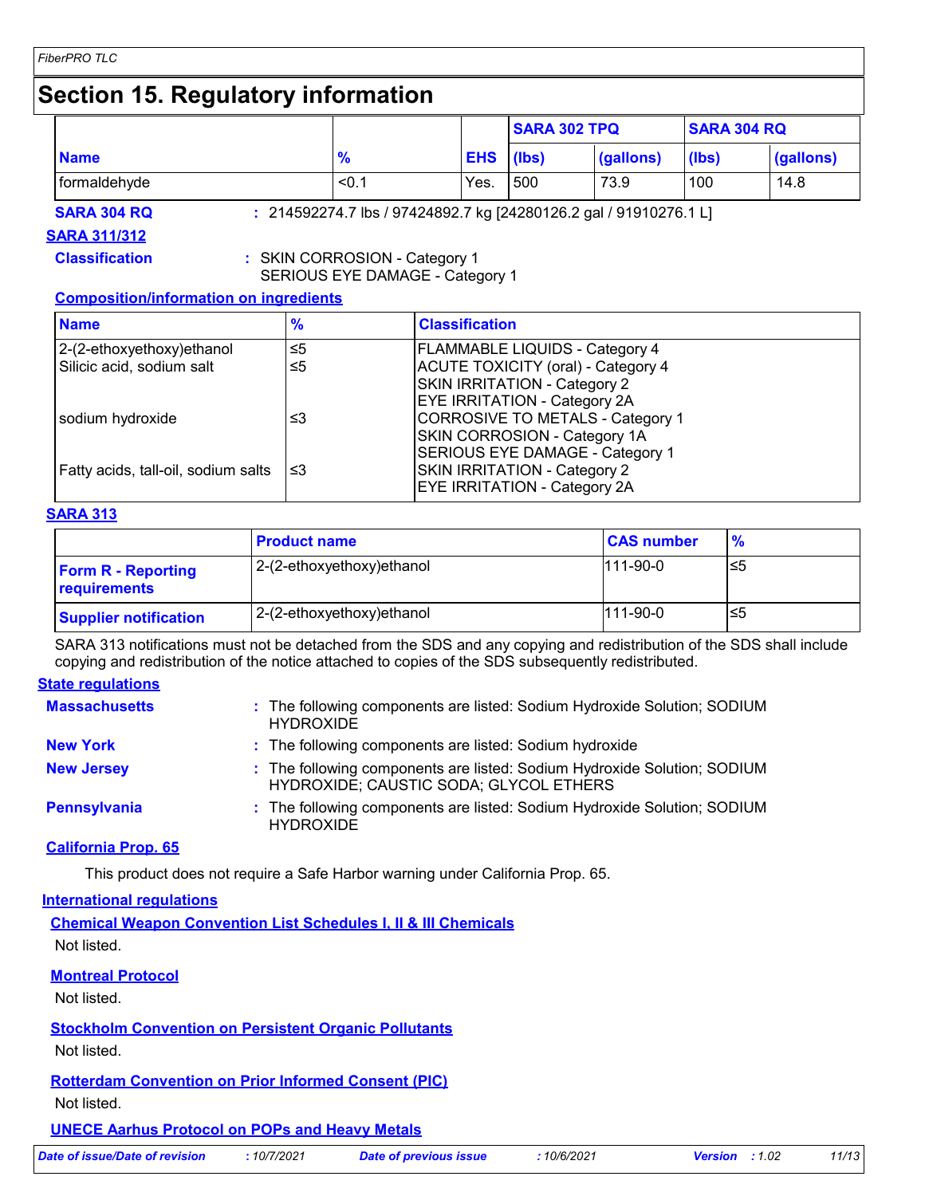# Section 15. Regulatory information

| Name | % | EHS | SARA 302 TPQ | | SARA 304 RQ | |
|---|---|---|---|---|---|---|
| | | | (lbs) | (gallons) | (lbs) | (gallons) |
| formaldehyde | <0.1 | Yes. | 500 | 73.9 | 100 | 14.8 |

**SARA 304 RQ** : 214592274.7 lbs / 97424892.7 kg [24280126.2 gal / 91910276.1 L]

## SARA 311/312

**Classification** : SKIN CORROSION - Category 1
SERIOUS EYE DAMAGE - Category 1

### Composition/information on ingredients

| Name | % | Classification |
|---|---|---|
| 2-(2-ethoxyethoxy)ethanol | ≤5 | FLAMMABLE LIQUIDS - Category 4 |
| Silicic acid, sodium salt | ≤5 | ACUTE TOXICITY (oral) - Category 4<br>SKIN IRRITATION - Category 2<br>EYE IRRITATION - Category 2A |
| sodium hydroxide | ≤3 | CORROSIVE TO METALS - Category 1<br>SKIN CORROSION - Category 1A<br>SERIOUS EYE DAMAGE - Category 1 |
| Fatty acids, tall-oil, sodium salts | ≤3 | SKIN IRRITATION - Category 2<br>EYE IRRITATION - Category 2A |

## SARA 313

| | Product name | CAS number | % |
|---|---|---|---|
| **Form R - Reporting requirements** | 2-(2-ethoxyethoxy)ethanol | 111-90-0 | ≤5 |
| **Supplier notification** | 2-(2-ethoxyethoxy)ethanol | 111-90-0 | ≤5 |

SARA 313 notifications must not be detached from the SDS and any copying and redistribution of the SDS shall include copying and redistribution of the notice attached to copies of the SDS subsequently redistributed.

## State regulations

**Massachusetts** : The following components are listed: Sodium Hydroxide Solution; SODIUM HYDROXIDE

**New York** : The following components are listed: Sodium hydroxide

**New Jersey** : The following components are listed: Sodium Hydroxide Solution; SODIUM HYDROXIDE; CAUSTIC SODA; GLYCOL ETHERS

**Pennsylvania** : The following components are listed: Sodium Hydroxide Solution; SODIUM HYDROXIDE

## California Prop. 65

This product does not require a Safe Harbor warning under California Prop. 65.

## International regulations

### Chemical Weapon Convention List Schedules I, II & III Chemicals

Not listed.

### Montreal Protocol

Not listed.

### Stockholm Convention on Persistent Organic Pollutants

Not listed.

### Rotterdam Convention on Prior Informed Consent (PIC)

Not listed.

### UNECE Aarhus Protocol on POPs and Heavy Metals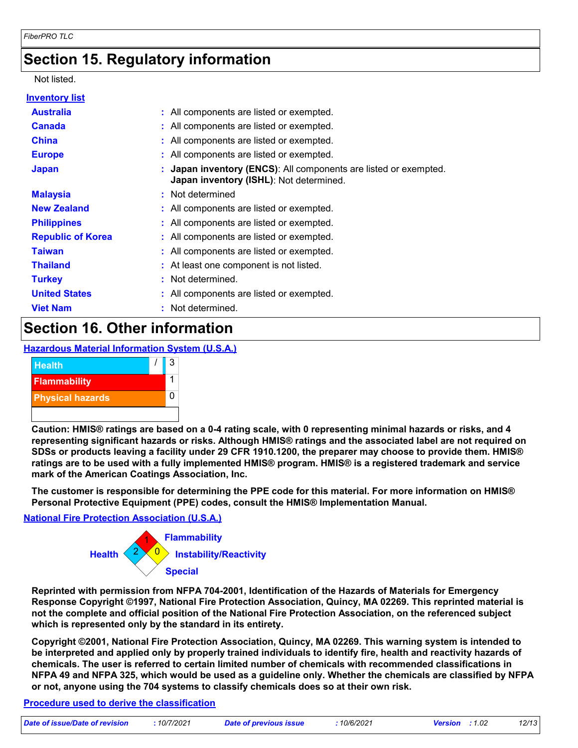## Section 15. Regulatory information

Not listed.

**Inventory list**

| | |
|---|---|
| **Australia** | : All components are listed or exempted. |
| **Canada** | : All components are listed or exempted. |
| **China** | : All components are listed or exempted. |
| **Europe** | : All components are listed or exempted. |
| **Japan** | : **Japan inventory (ENCS)**: All components are listed or exempted.<br>**Japan inventory (ISHL)**: Not determined. |
| **Malaysia** | : Not determined |
| **New Zealand** | : All components are listed or exempted. |
| **Philippines** | : All components are listed or exempted. |
| **Republic of Korea** | : All components are listed or exempted. |
| **Taiwan** | : All components are listed or exempted. |
| **Thailand** | : At least one component is not listed. |
| **Turkey** | : Not determined. |
| **United States** | : All components are listed or exempted. |
| **Viet Nam** | : Not determined. |

## Section 16. Other information

**Hazardous Material Information System (U.S.A.)**

| | |
|---|---|
| Health | / 3 |
| Flammability | 1 |
| Physical hazards | 0 |

**Caution: HMIS® ratings are based on a 0-4 rating scale, with 0 representing minimal hazards or risks, and 4 representing significant hazards or risks. Although HMIS® ratings and the associated label are not required on SDSs or products leaving a facility under 29 CFR 1910.1200, the preparer may choose to provide them. HMIS® ratings are to be used with a fully implemented HMIS® program. HMIS® is a registered trademark and service mark of the American Coatings Association, Inc.**

**The customer is responsible for determining the PPE code for this material. For more information on HMIS® Personal Protective Equipment (PPE) codes, consult the HMIS® Implementation Manual.**

**National Fire Protection Association (U.S.A.)**

Health: 2
Flammability: 1
Instability/Reactivity: 0
Special:

**Reprinted with permission from NFPA 704-2001, Identification of the Hazards of Materials for Emergency Response Copyright ©1997, National Fire Protection Association, Quincy, MA 02269. This reprinted material is not the complete and official position of the National Fire Protection Association, on the referenced subject which is represented only by the standard in its entirety.**

**Copyright ©2001, National Fire Protection Association, Quincy, MA 02269. This warning system is intended to be interpreted and applied only by properly trained individuals to identify fire, health and reactivity hazards of chemicals. The user is referred to certain limited number of chemicals with recommended classifications in NFPA 49 and NFPA 325, which would be used as a guideline only. Whether the chemicals are classified by NFPA or not, anyone using the 704 systems to classify chemicals does so at their own risk.**

**Procedure used to derive the classification**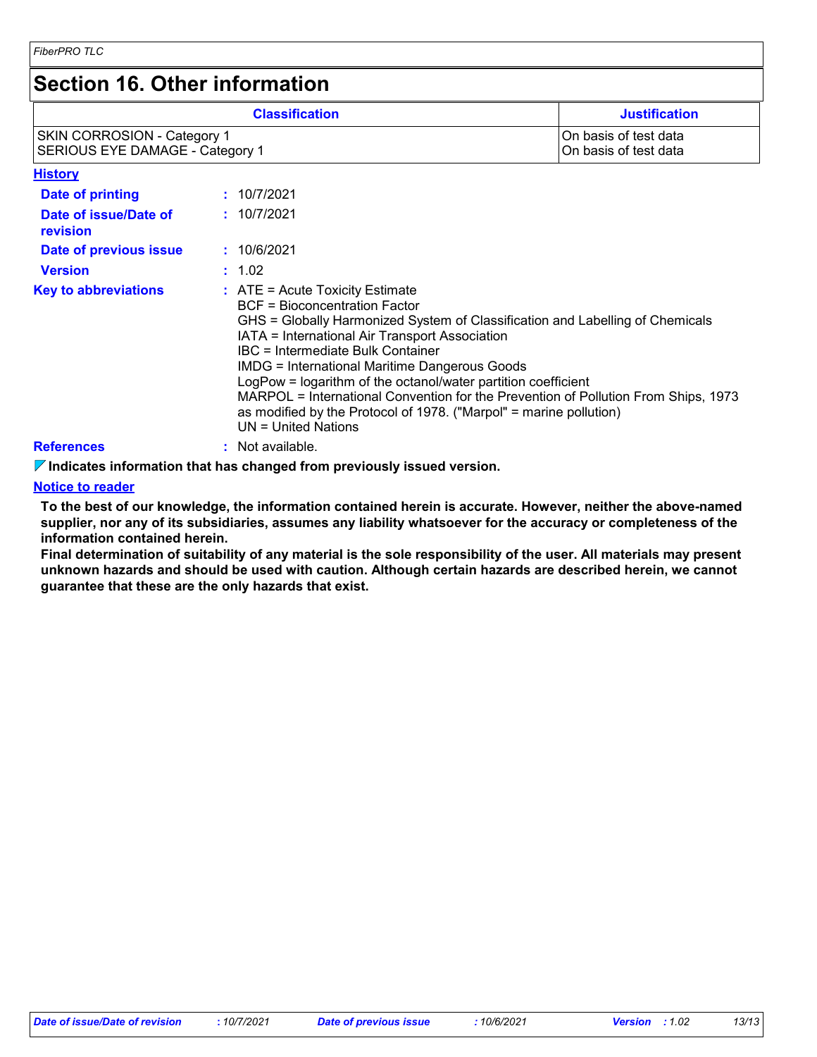# Section 16. Other information

| Classification | Justification |
|---|---|
| SKIN CORROSION - Category 1<br>SERIOUS EYE DAMAGE - Category 1 | On basis of test data<br>On basis of test data |

**History**

**Date of printing** : 10/7/2021

**Date of issue/Date of revision** : 10/7/2021

**Date of previous issue** : 10/6/2021

**Version** : 1.02

**Key to abbreviations** : ATE = Acute Toxicity Estimate
BCF = Bioconcentration Factor
GHS = Globally Harmonized System of Classification and Labelling of Chemicals
IATA = International Air Transport Association
IBC = Intermediate Bulk Container
IMDG = International Maritime Dangerous Goods
LogPow = logarithm of the octanol/water partition coefficient
MARPOL = International Convention for the Prevention of Pollution From Ships, 1973 as modified by the Protocol of 1978. ("Marpol" = marine pollution)
UN = United Nations

**References** : Not available.

**Indicates information that has changed from previously issued version.**

**Notice to reader**

**To the best of our knowledge, the information contained herein is accurate. However, neither the above-named supplier, nor any of its subsidiaries, assumes any liability whatsoever for the accuracy or completeness of the information contained herein.**

**Final determination of suitability of any material is the sole responsibility of the user. All materials may present unknown hazards and should be used with caution. Although certain hazards are described herein, we cannot guarantee that these are the only hazards that exist.**